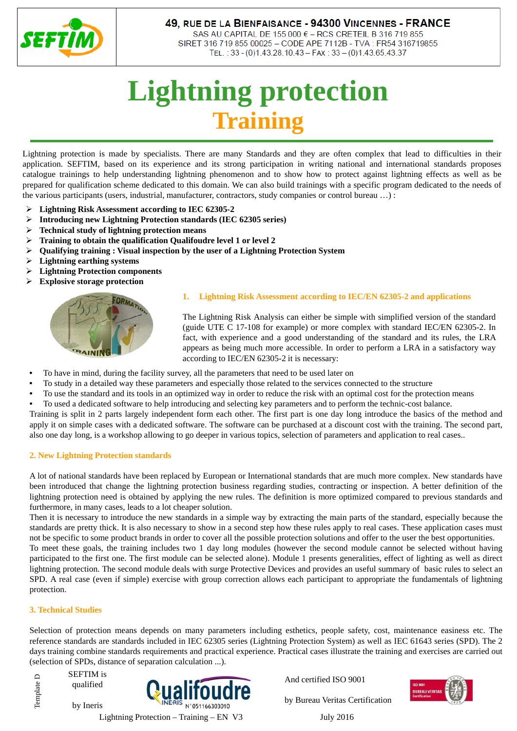49, RUE DE LA BIENFAISANCE - 94300 VINCENNES - FRANCE
SAS AU CAPITAL DE 155 000 € – RCS CRETEIL B 316 719 855
SIRET 316 719 855 00025 – CODE APE 7112B - TVA : FR54 316719855
TEL. : 33 - (0)1.43.28.10.43 – FAX : 33 – (0)1.43.65.43.37

# Lightning protection
# Training

Lightning protection is made by specialists. There are many Standards and they are often complex that lead to difficulties in their application. SEFTIM, based on its experience and its strong participation in writing national and international standards proposes catalogue trainings to help understanding lightning phenomenon and to show how to protect against lightning effects as well as be prepared for qualification scheme dedicated to this domain. We can also build trainings with a specific program dedicated to the needs of the various participants (users, industrial, manufacturer, contractors, study companies or control bureau …) :

- **Lightning Risk Assessment according to IEC 62305-2**
- **Introducing new Lightning Protection standards (IEC 62305 series)**
- **Technical study of lightning protection means**
- **Training to obtain the qualification Qualifoudre level 1 or level 2**
- **Qualifying training : Visual inspection by the user of a Lightning Protection System**
- **Lightning earthing systems**
- **Lightning Protection components**
- **Explosive storage protection**

## 1. Lightning Risk Assessment according to IEC/EN 62305-2 and applications

The Lightning Risk Analysis can either be simple with simplified version of the standard (guide UTE C 17-108 for example) or more complex with standard IEC/EN 62305-2. In fact, with experience and a good understanding of the standard and its rules, the LRA appears as being much more accessible. In order to perform a LRA in a satisfactory way according to IEC/EN 62305-2 it is necessary:

- To have in mind, during the facility survey, all the parameters that need to be used later on
- To study in a detailed way these parameters and especially those related to the services connected to the structure
- To use the standard and its tools in an optimized way in order to reduce the risk with an optimal cost for the protection means
- To used a dedicated software to help introducing and selecting key parameters and to perform the technic-cost balance.

Training is split in 2 parts largely independent form each other. The first part is one day long introduce the basics of the method and apply it on simple cases with a dedicated software. The software can be purchased at a discount cost with the training. The second part, also one day long, is a workshop allowing to go deeper in various topics, selection of parameters and application to real cases..

## 2. New Lightning Protection standards

A lot of national standards have been replaced by European or International standards that are much more complex. New standards have been introduced that change the lightning protection business regarding studies, contracting or inspection. A better definition of the lightning protection need is obtained by applying the new rules. The definition is more optimized compared to previous standards and furthermore, in many cases, leads to a lot cheaper solution.

Then it is necessary to introduce the new standards in a simple way by extracting the main parts of the standard, especially because the standards are pretty thick. It is also necessary to show in a second step how these rules apply to real cases. These application cases must not be specific to some product brands in order to cover all the possible protection solutions and offer to the user the best opportunities.

To meet these goals, the training includes two 1 day long modules (however the second module cannot be selected without having participated to the first one. The first module can be selected alone). Module 1 presents generalities, effect of lighting as well as direct lightning protection. The second module deals with surge Protective Devices and provides an useful summary of basic rules to select an SPD. A real case (even if simple) exercise with group correction allows each participant to appropriate the fundamentals of lightning protection.

## 3. Technical Studies

Selection of protection means depends on many parameters including esthetics, people safety, cost, maintenance easiness etc. The reference standards are standards included in IEC 62305 series (Lightning Protection System) as well as IEC 61643 series (SPD). The 2 days training combine standards requirements and practical experience. Practical cases illustrate the training and exercises are carried out (selection of SPDs, distance of separation calculation ...).

SEFTIM is qualified by Ineris — Qualifoudre N°051166303010 — And certified ISO 9001 by Bureau Veritas Certification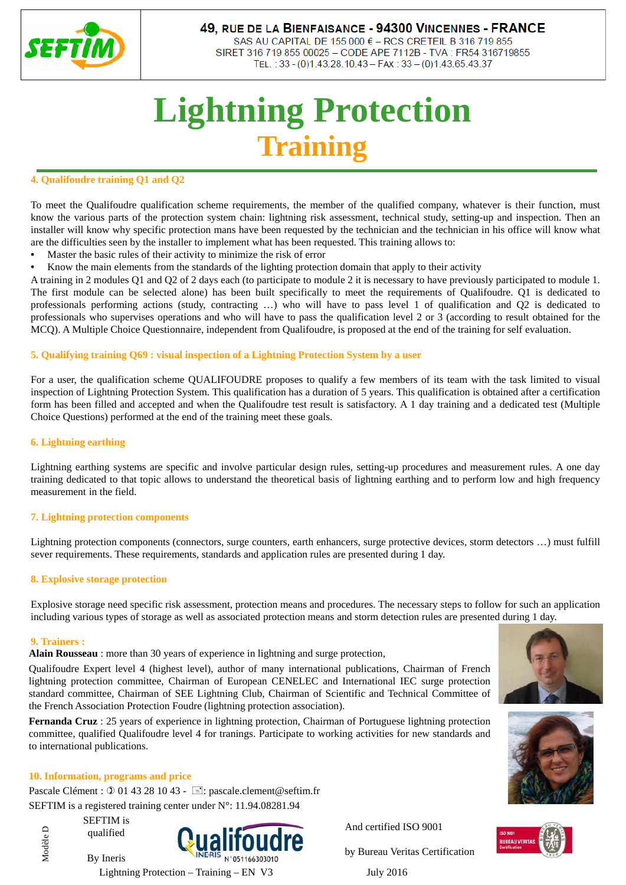# Lightning Protection
## Training

### 4. Qualifoudre training Q1 and Q2

To meet the Qualifoudre qualification scheme requirements, the member of the qualified company, whatever is their function, must know the various parts of the protection system chain: lightning risk assessment, technical study, setting-up and inspection. Then an installer will know why specific protection mans have been requested by the technician and the technician in his office will know what are the difficulties seen by the installer to implement what has been requested. This training allows to:

- Master the basic rules of their activity to minimize the risk of error
- Know the main elements from the standards of the lighting protection domain that apply to their activity

A training in 2 modules Q1 and Q2 of 2 days each (to participate to module 2 it is necessary to have previously participated to module 1. The first module can be selected alone) has been built specifically to meet the requirements of Qualifoudre. Q1 is dedicated to professionals performing actions (study, contracting …) who will have to pass level 1 of qualification and Q2 is dedicated to professionals who supervises operations and who will have to pass the qualification level 2 or 3 (according to result obtained for the MCQ). A Multiple Choice Questionnaire, independent from Qualifoudre, is proposed at the end of the training for self evaluation.

### 5. Qualifying training Q69 : visual inspection of a Lightning Protection System by a user

For a user, the qualification scheme QUALIFOUDRE proposes to qualify a few members of its team with the task limited to visual inspection of Lightning Protection System. This qualification has a duration of 5 years. This qualification is obtained after a certification form has been filled and accepted and when the Qualifoudre test result is satisfactory. A 1 day training and a dedicated test (Multiple Choice Questions) performed at the end of the training meet these goals.

### 6. Lightning earthing

Lightning earthing systems are specific and involve particular design rules, setting-up procedures and measurement rules. A one day training dedicated to that topic allows to understand the theoretical basis of lightning earthing and to perform low and high frequency measurement in the field.

### 7. Lightning protection components

Lightning protection components (connectors, surge counters, earth enhancers, surge protective devices, storm detectors …) must fulfill sever requirements. These requirements, standards and application rules are presented during 1 day.

### 8. Explosive storage protection

Explosive storage need specific risk assessment, protection means and procedures. The necessary steps to follow for such an application including various types of storage as well as associated protection means and storm detection rules are presented during 1 day.

### 9. Trainers :

**Alain Rousseau** : more than 30 years of experience in lightning and surge protection,

Qualifoudre Expert level 4 (highest level), author of many international publications, Chairman of French lightning protection committee, Chairman of European CENELEC and International IEC surge protection standard committee, Chairman of SEE Lightning Club, Chairman of Scientific and Technical Committee of the French Association Protection Foudre (lightning protection association).

**Fernanda Cruz** : 25 years of experience in lightning protection, Chairman of Portuguese lightning protection committee, qualified Qualifoudre level 4 for tranings. Participate to working activities for new standards and to international publications.

### 10. Information, programs and price

Pascale Clément : ✆ 01 43 28 10 43 - ✉: pascale.clement@seftim.fr

SEFTIM is a registered training center under N°: 11.94.08281.94

SEFTIM is qualified By Ineris

Qualifoudre INERIS N° 051166303010

And certified ISO 9001 by Bureau Veritas Certification

Lightning Protection – Training – EN V3 July 2016